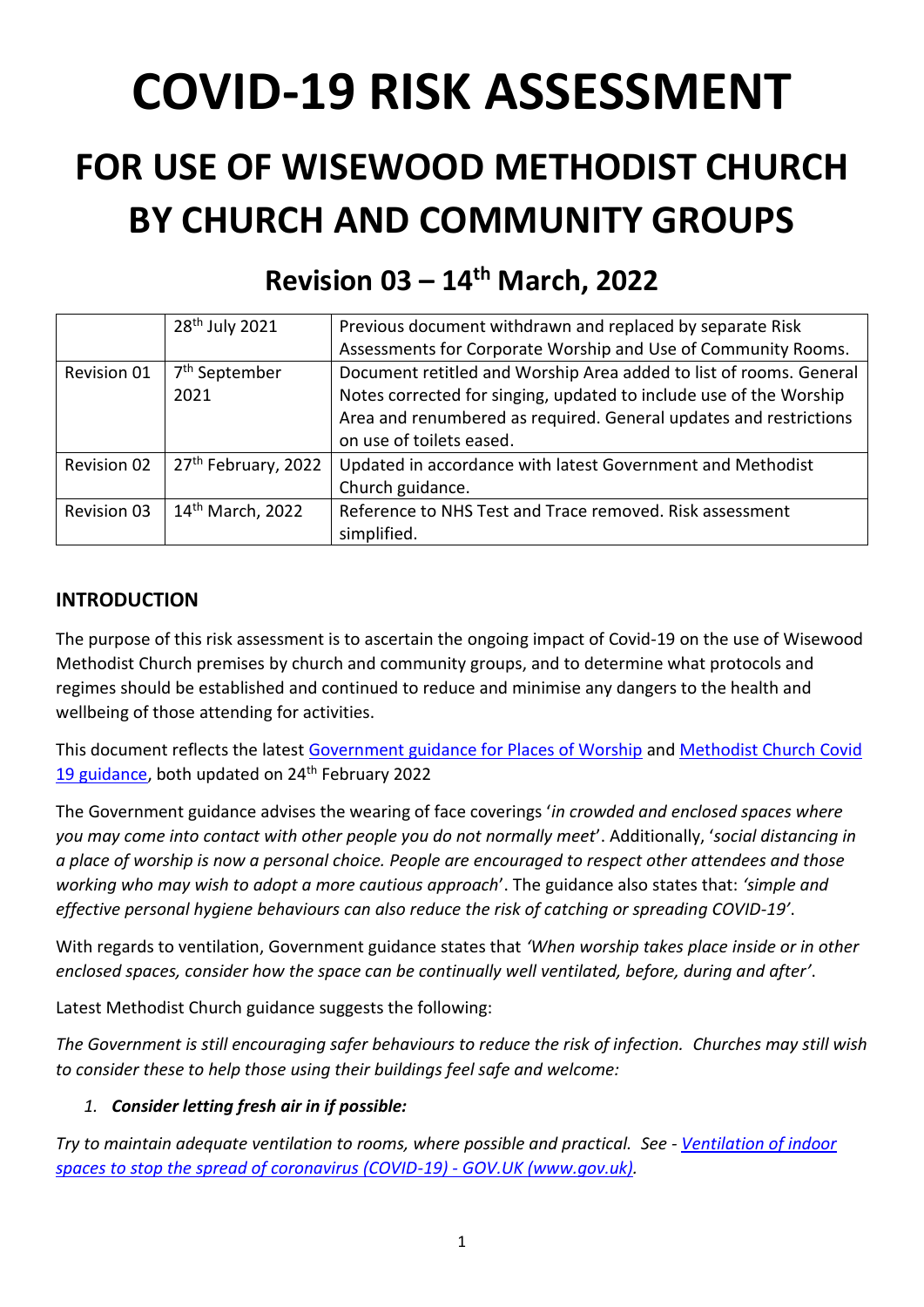# COVID-19 RISK ASSESSMENT

## FOR USE OF WISEWOOD METHODIST CHURCH BY CHURCH AND COMMUNITY GROUPS

### Revision 03 – 14th March, 2022

| | 28th July 2021 | Previous document withdrawn and replaced by separate Risk Assessments for Corporate Worship and Use of Community Rooms. |
|---|---|---|
| Revision 01 | 7th September 2021 | Document retitled and Worship Area added to list of rooms. General Notes corrected for singing, updated to include use of the Worship Area and renumbered as required. General updates and restrictions on use of toilets eased. |
| Revision 02 | 27th February, 2022 | Updated in accordance with latest Government and Methodist Church guidance. |
| Revision 03 | 14th March, 2022 | Reference to NHS Test and Trace removed. Risk assessment simplified. |

### INTRODUCTION

The purpose of this risk assessment is to ascertain the ongoing impact of Covid-19 on the use of Wisewood Methodist Church premises by church and community groups, and to determine what protocols and regimes should be established and continued to reduce and minimise any dangers to the health and wellbeing of those attending for activities.

This document reflects the latest Government guidance for Places of Worship and Methodist Church Covid 19 guidance, both updated on 24th February 2022

The Government guidance advises the wearing of face coverings '*in crowded and enclosed spaces where you may come into contact with other people you do not normally meet*'. Additionally, '*social distancing in a place of worship is now a personal choice. People are encouraged to respect other attendees and those working who may wish to adopt a more cautious approach*'. The guidance also states that: *'simple and effective personal hygiene behaviours can also reduce the risk of catching or spreading COVID-19'*.

With regards to ventilation, Government guidance states that *'When worship takes place inside or in other enclosed spaces, consider how the space can be continually well ventilated, before, during and after'*.

Latest Methodist Church guidance suggests the following:

*The Government is still encouraging safer behaviours to reduce the risk of infection. Churches may still wish to consider these to help those using their buildings feel safe and welcome:*

1. ***Consider letting fresh air in if possible:***

*Try to maintain adequate ventilation to rooms, where possible and practical. See - Ventilation of indoor spaces to stop the spread of coronavirus (COVID-19) - GOV.UK (www.gov.uk).*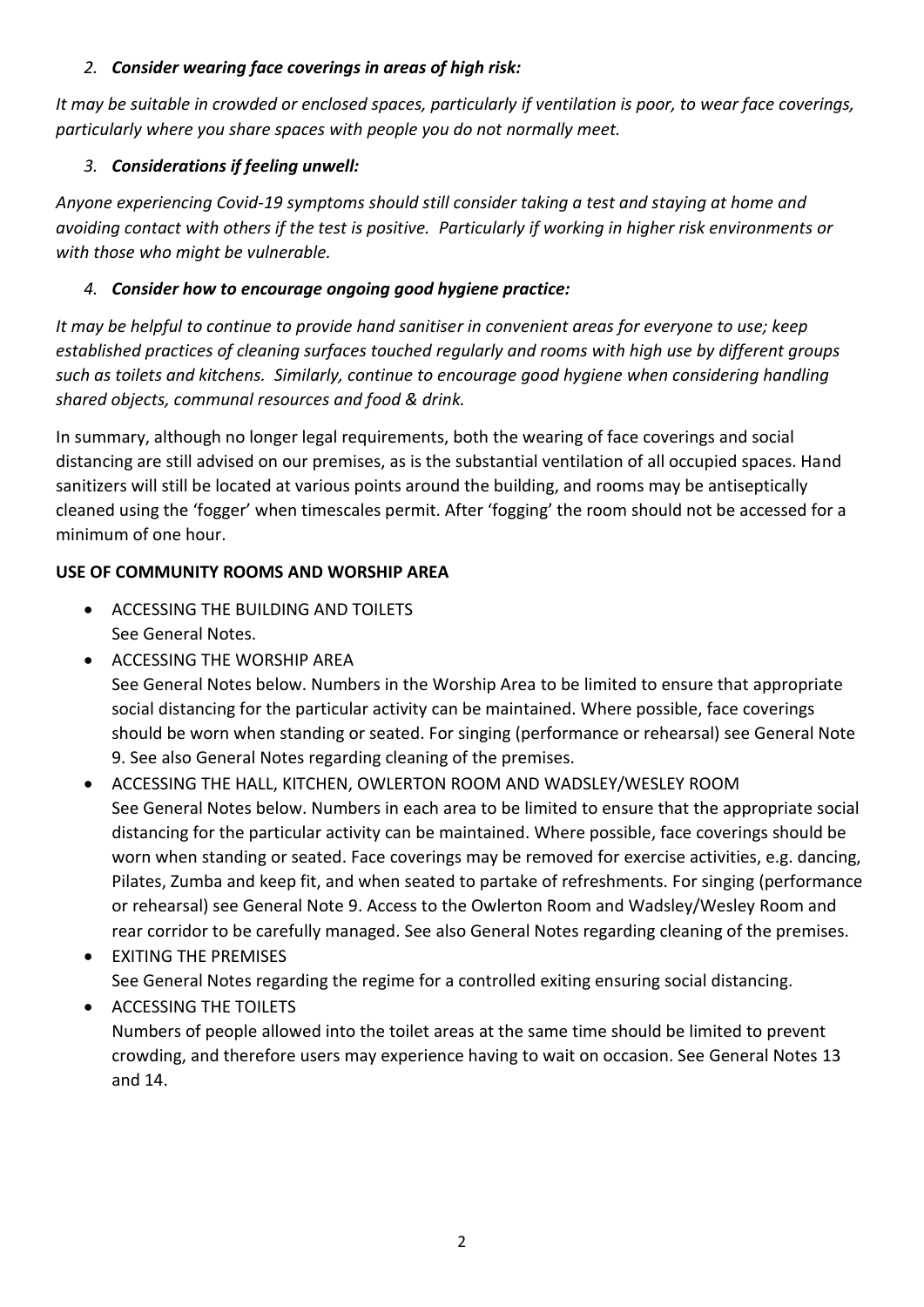2. ***Consider wearing face coverings in areas of high risk:***

*It may be suitable in crowded or enclosed spaces, particularly if ventilation is poor, to wear face coverings, particularly where you share spaces with people you do not normally meet.*

3. ***Considerations if feeling unwell:***

*Anyone experiencing Covid-19 symptoms should still consider taking a test and staying at home and avoiding contact with others if the test is positive. Particularly if working in higher risk environments or with those who might be vulnerable.*

4. ***Consider how to encourage ongoing good hygiene practice:***

*It may be helpful to continue to provide hand sanitiser in convenient areas for everyone to use; keep established practices of cleaning surfaces touched regularly and rooms with high use by different groups such as toilets and kitchens. Similarly, continue to encourage good hygiene when considering handling shared objects, communal resources and food & drink.*

In summary, although no longer legal requirements, both the wearing of face coverings and social distancing are still advised on our premises, as is the substantial ventilation of all occupied spaces. Hand sanitizers will still be located at various points around the building, and rooms may be antiseptically cleaned using the 'fogger' when timescales permit. After 'fogging' the room should not be accessed for a minimum of one hour.

**USE OF COMMUNITY ROOMS AND WORSHIP AREA**

- ACCESSING THE BUILDING AND TOILETS
  See General Notes.
- ACCESSING THE WORSHIP AREA
  See General Notes below. Numbers in the Worship Area to be limited to ensure that appropriate social distancing for the particular activity can be maintained. Where possible, face coverings should be worn when standing or seated. For singing (performance or rehearsal) see General Note 9. See also General Notes regarding cleaning of the premises.
- ACCESSING THE HALL, KITCHEN, OWLERTON ROOM AND WADSLEY/WESLEY ROOM
  See General Notes below. Numbers in each area to be limited to ensure that the appropriate social distancing for the particular activity can be maintained. Where possible, face coverings should be worn when standing or seated. Face coverings may be removed for exercise activities, e.g. dancing, Pilates, Zumba and keep fit, and when seated to partake of refreshments. For singing (performance or rehearsal) see General Note 9. Access to the Owlerton Room and Wadsley/Wesley Room and rear corridor to be carefully managed. See also General Notes regarding cleaning of the premises.
- EXITING THE PREMISES
  See General Notes regarding the regime for a controlled exiting ensuring social distancing.
- ACCESSING THE TOILETS
  Numbers of people allowed into the toilet areas at the same time should be limited to prevent crowding, and therefore users may experience having to wait on occasion. See General Notes 13 and 14.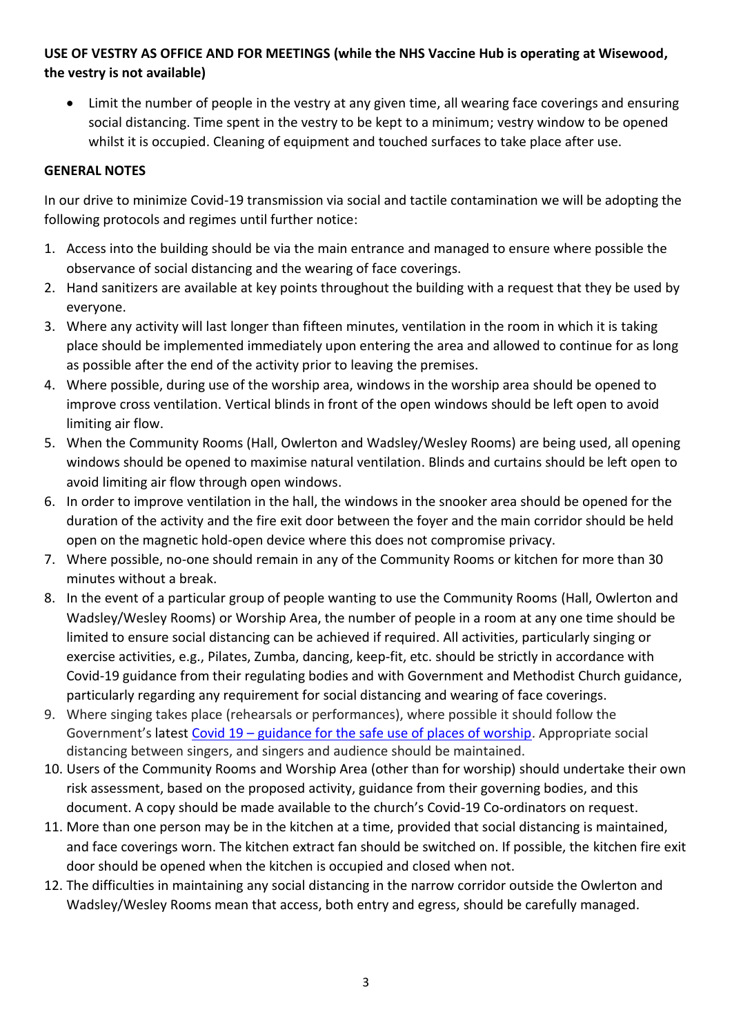**USE OF VESTRY AS OFFICE AND FOR MEETINGS (while the NHS Vaccine Hub is operating at Wisewood, the vestry is not available)**

- Limit the number of people in the vestry at any given time, all wearing face coverings and ensuring social distancing. Time spent in the vestry to be kept to a minimum; vestry window to be opened whilst it is occupied. Cleaning of equipment and touched surfaces to take place after use.

**GENERAL NOTES**

In our drive to minimize Covid-19 transmission via social and tactile contamination we will be adopting the following protocols and regimes until further notice:

1. Access into the building should be via the main entrance and managed to ensure where possible the observance of social distancing and the wearing of face coverings.
2. Hand sanitizers are available at key points throughout the building with a request that they be used by everyone.
3. Where any activity will last longer than fifteen minutes, ventilation in the room in which it is taking place should be implemented immediately upon entering the area and allowed to continue for as long as possible after the end of the activity prior to leaving the premises.
4. Where possible, during use of the worship area, windows in the worship area should be opened to improve cross ventilation. Vertical blinds in front of the open windows should be left open to avoid limiting air flow.
5. When the Community Rooms (Hall, Owlerton and Wadsley/Wesley Rooms) are being used, all opening windows should be opened to maximise natural ventilation. Blinds and curtains should be left open to avoid limiting air flow through open windows.
6. In order to improve ventilation in the hall, the windows in the snooker area should be opened for the duration of the activity and the fire exit door between the foyer and the main corridor should be held open on the magnetic hold-open device where this does not compromise privacy.
7. Where possible, no-one should remain in any of the Community Rooms or kitchen for more than 30 minutes without a break.
8. In the event of a particular group of people wanting to use the Community Rooms (Hall, Owlerton and Wadsley/Wesley Rooms) or Worship Area, the number of people in a room at any one time should be limited to ensure social distancing can be achieved if required. All activities, particularly singing or exercise activities, e.g., Pilates, Zumba, dancing, keep-fit, etc. should be strictly in accordance with Covid-19 guidance from their regulating bodies and with Government and Methodist Church guidance, particularly regarding any requirement for social distancing and wearing of face coverings.
9. Where singing takes place (rehearsals or performances), where possible it should follow the Government's latest Covid 19 – guidance for the safe use of places of worship. Appropriate social distancing between singers, and singers and audience should be maintained.
10. Users of the Community Rooms and Worship Area (other than for worship) should undertake their own risk assessment, based on the proposed activity, guidance from their governing bodies, and this document. A copy should be made available to the church's Covid-19 Co-ordinators on request.
11. More than one person may be in the kitchen at a time, provided that social distancing is maintained, and face coverings worn. The kitchen extract fan should be switched on. If possible, the kitchen fire exit door should be opened when the kitchen is occupied and closed when not.
12. The difficulties in maintaining any social distancing in the narrow corridor outside the Owlerton and Wadsley/Wesley Rooms mean that access, both entry and egress, should be carefully managed.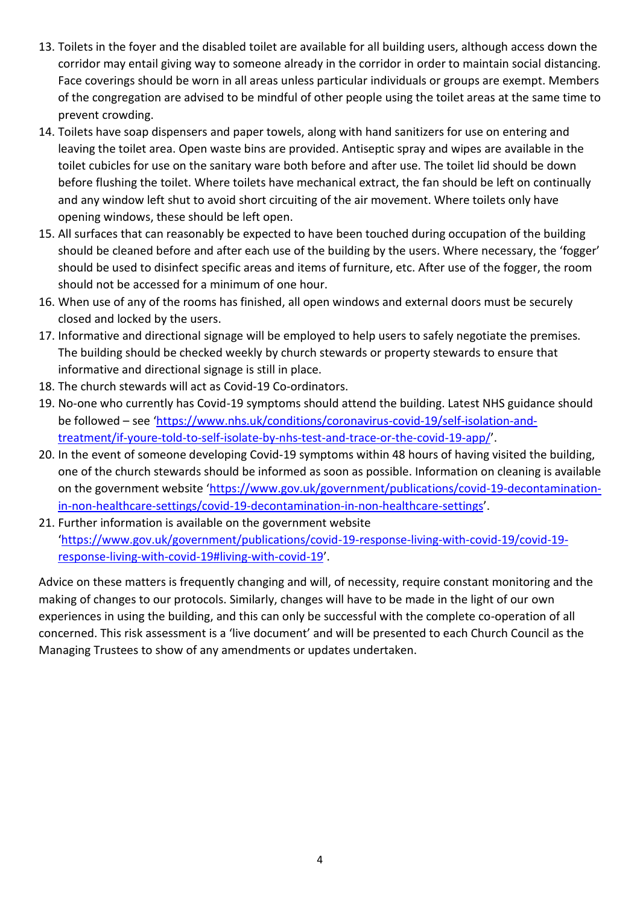13. Toilets in the foyer and the disabled toilet are available for all building users, although access down the corridor may entail giving way to someone already in the corridor in order to maintain social distancing. Face coverings should be worn in all areas unless particular individuals or groups are exempt. Members of the congregation are advised to be mindful of other people using the toilet areas at the same time to prevent crowding.
14. Toilets have soap dispensers and paper towels, along with hand sanitizers for use on entering and leaving the toilet area. Open waste bins are provided. Antiseptic spray and wipes are available in the toilet cubicles for use on the sanitary ware both before and after use. The toilet lid should be down before flushing the toilet. Where toilets have mechanical extract, the fan should be left on continually and any window left shut to avoid short circuiting of the air movement. Where toilets only have opening windows, these should be left open.
15. All surfaces that can reasonably be expected to have been touched during occupation of the building should be cleaned before and after each use of the building by the users. Where necessary, the 'fogger' should be used to disinfect specific areas and items of furniture, etc. After use of the fogger, the room should not be accessed for a minimum of one hour.
16. When use of any of the rooms has finished, all open windows and external doors must be securely closed and locked by the users.
17. Informative and directional signage will be employed to help users to safely negotiate the premises. The building should be checked weekly by church stewards or property stewards to ensure that informative and directional signage is still in place.
18. The church stewards will act as Covid-19 Co-ordinators.
19. No-one who currently has Covid-19 symptoms should attend the building. Latest NHS guidance should be followed – see 'https://www.nhs.uk/conditions/coronavirus-covid-19/self-isolation-and-treatment/if-youre-told-to-self-isolate-by-nhs-test-and-trace-or-the-covid-19-app/'.
20. In the event of someone developing Covid-19 symptoms within 48 hours of having visited the building, one of the church stewards should be informed as soon as possible. Information on cleaning is available on the government website 'https://www.gov.uk/government/publications/covid-19-decontamination-in-non-healthcare-settings/covid-19-decontamination-in-non-healthcare-settings'.
21. Further information is available on the government website 'https://www.gov.uk/government/publications/covid-19-response-living-with-covid-19/covid-19-response-living-with-covid-19#living-with-covid-19'.

Advice on these matters is frequently changing and will, of necessity, require constant monitoring and the making of changes to our protocols. Similarly, changes will have to be made in the light of our own experiences in using the building, and this can only be successful with the complete co-operation of all concerned. This risk assessment is a 'live document' and will be presented to each Church Council as the Managing Trustees to show of any amendments or updates undertaken.